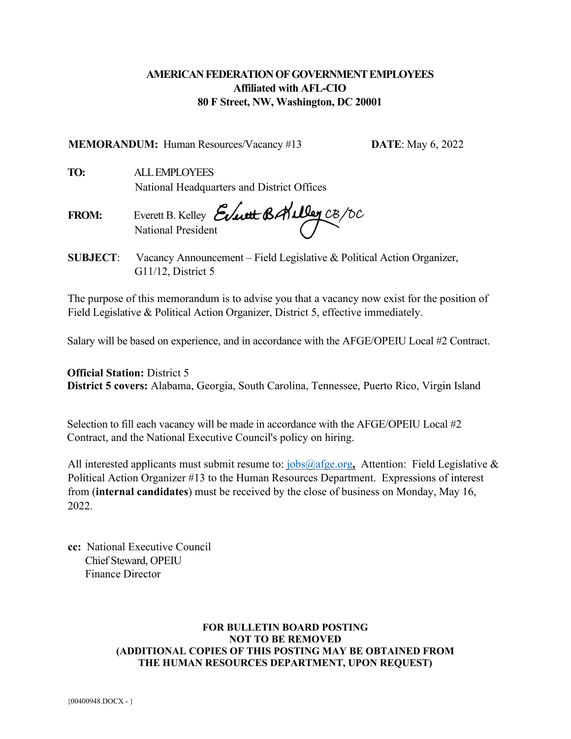**AMERICAN FEDERATION OF GOVERNMENT EMPLOYEES**
**Affiliated with AFL-CIO**
**80 F Street, NW, Washington, DC 20001**

**MEMORANDUM:** Human Resources/Vacancy #13 **DATE**: May 6, 2022

**TO:** ALL EMPLOYEES
National Headquarters and District Offices

**FROM:** Everett B. Kelley Everett B. Kelley CB/DC
National President

**SUBJECT**: Vacancy Announcement – Field Legislative & Political Action Organizer, G11/12, District 5

The purpose of this memorandum is to advise you that a vacancy now exist for the position of Field Legislative & Political Action Organizer, District 5, effective immediately.

Salary will be based on experience, and in accordance with the AFGE/OPEIU Local #2 Contract.

**Official Station:** District 5
**District 5 covers:** Alabama, Georgia, South Carolina, Tennessee, Puerto Rico, Virgin Island

Selection to fill each vacancy will be made in accordance with the AFGE/OPEIU Local #2 Contract, and the National Executive Council's policy on hiring.

All interested applicants must submit resume to: jobs@afge.org**,** Attention: Field Legislative & Political Action Organizer #13 to the Human Resources Department. Expressions of interest from (**internal candidates**) must be received by the close of business on Monday, May 16, 2022.

**cc:** National Executive Council
Chief Steward, OPEIU
Finance Director

**FOR BULLETIN BOARD POSTING**
**NOT TO BE REMOVED**
**(ADDITIONAL COPIES OF THIS POSTING MAY BE OBTAINED FROM THE HUMAN RESOURCES DEPARTMENT, UPON REQUEST)**

{00400948.DOCX - }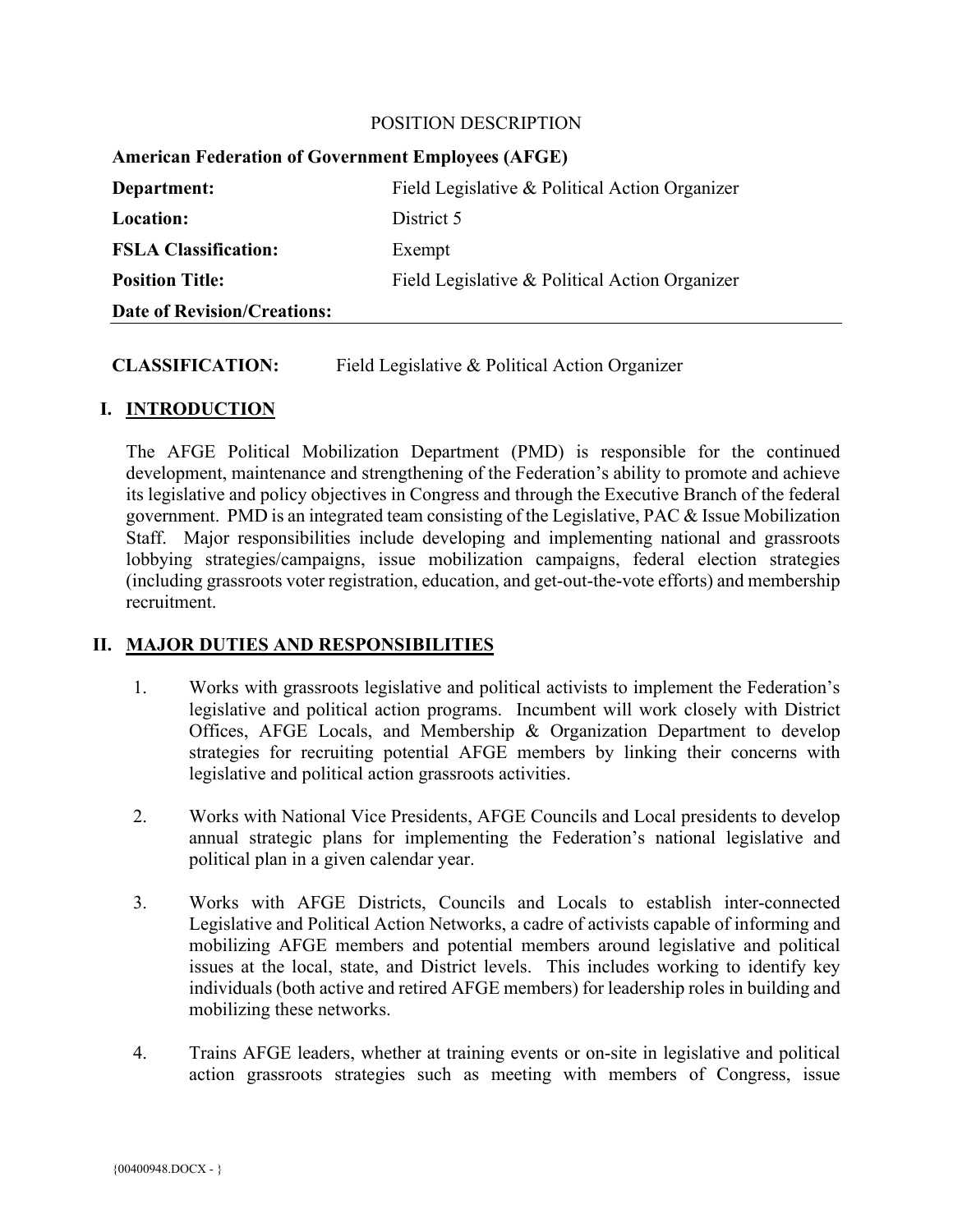POSITION DESCRIPTION

**American Federation of Government Employees (AFGE)**

| | |
|---|---|
| **Department:** | Field Legislative & Political Action Organizer |
| **Location:** | District 5 |
| **FSLA Classification:** | Exempt |
| **Position Title:** | Field Legislative & Political Action Organizer |
| **Date of Revision/Creations:** | |

**CLASSIFICATION:** Field Legislative & Political Action Organizer

## I. INTRODUCTION

The AFGE Political Mobilization Department (PMD) is responsible for the continued development, maintenance and strengthening of the Federation's ability to promote and achieve its legislative and policy objectives in Congress and through the Executive Branch of the federal government. PMD is an integrated team consisting of the Legislative, PAC & Issue Mobilization Staff. Major responsibilities include developing and implementing national and grassroots lobbying strategies/campaigns, issue mobilization campaigns, federal election strategies (including grassroots voter registration, education, and get-out-the-vote efforts) and membership recruitment.

## II. MAJOR DUTIES AND RESPONSIBILITIES

1. Works with grassroots legislative and political activists to implement the Federation's legislative and political action programs. Incumbent will work closely with District Offices, AFGE Locals, and Membership & Organization Department to develop strategies for recruiting potential AFGE members by linking their concerns with legislative and political action grassroots activities.

2. Works with National Vice Presidents, AFGE Councils and Local presidents to develop annual strategic plans for implementing the Federation's national legislative and political plan in a given calendar year.

3. Works with AFGE Districts, Councils and Locals to establish inter-connected Legislative and Political Action Networks, a cadre of activists capable of informing and mobilizing AFGE members and potential members around legislative and political issues at the local, state, and District levels. This includes working to identify key individuals (both active and retired AFGE members) for leadership roles in building and mobilizing these networks.

4. Trains AFGE leaders, whether at training events or on-site in legislative and political action grassroots strategies such as meeting with members of Congress, issue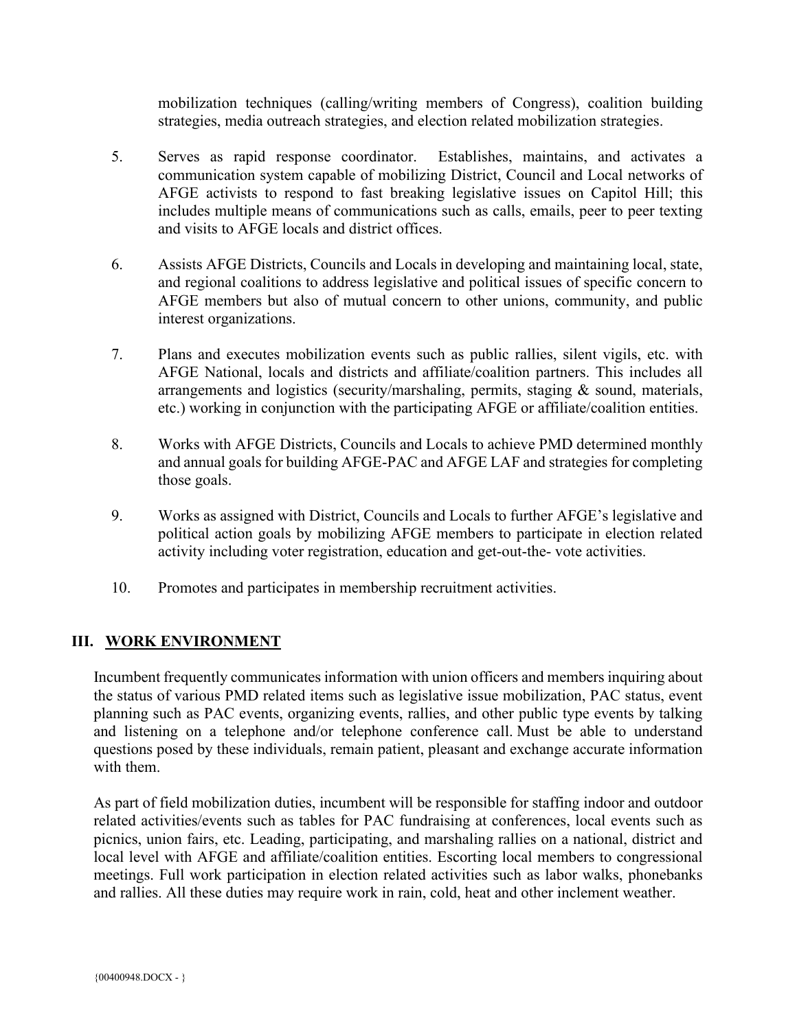mobilization techniques (calling/writing members of Congress), coalition building strategies, media outreach strategies, and election related mobilization strategies.

5. Serves as rapid response coordinator. Establishes, maintains, and activates a communication system capable of mobilizing District, Council and Local networks of AFGE activists to respond to fast breaking legislative issues on Capitol Hill; this includes multiple means of communications such as calls, emails, peer to peer texting and visits to AFGE locals and district offices.

6. Assists AFGE Districts, Councils and Locals in developing and maintaining local, state, and regional coalitions to address legislative and political issues of specific concern to AFGE members but also of mutual concern to other unions, community, and public interest organizations.

7. Plans and executes mobilization events such as public rallies, silent vigils, etc. with AFGE National, locals and districts and affiliate/coalition partners. This includes all arrangements and logistics (security/marshaling, permits, staging & sound, materials, etc.) working in conjunction with the participating AFGE or affiliate/coalition entities.

8. Works with AFGE Districts, Councils and Locals to achieve PMD determined monthly and annual goals for building AFGE-PAC and AFGE LAF and strategies for completing those goals.

9. Works as assigned with District, Councils and Locals to further AFGE's legislative and political action goals by mobilizing AFGE members to participate in election related activity including voter registration, education and get-out-the- vote activities.

10. Promotes and participates in membership recruitment activities.

## III. WORK ENVIRONMENT

Incumbent frequently communicates information with union officers and members inquiring about the status of various PMD related items such as legislative issue mobilization, PAC status, event planning such as PAC events, organizing events, rallies, and other public type events by talking and listening on a telephone and/or telephone conference call. Must be able to understand questions posed by these individuals, remain patient, pleasant and exchange accurate information with them.

As part of field mobilization duties, incumbent will be responsible for staffing indoor and outdoor related activities/events such as tables for PAC fundraising at conferences, local events such as picnics, union fairs, etc. Leading, participating, and marshaling rallies on a national, district and local level with AFGE and affiliate/coalition entities. Escorting local members to congressional meetings. Full work participation in election related activities such as labor walks, phonebanks and rallies. All these duties may require work in rain, cold, heat and other inclement weather.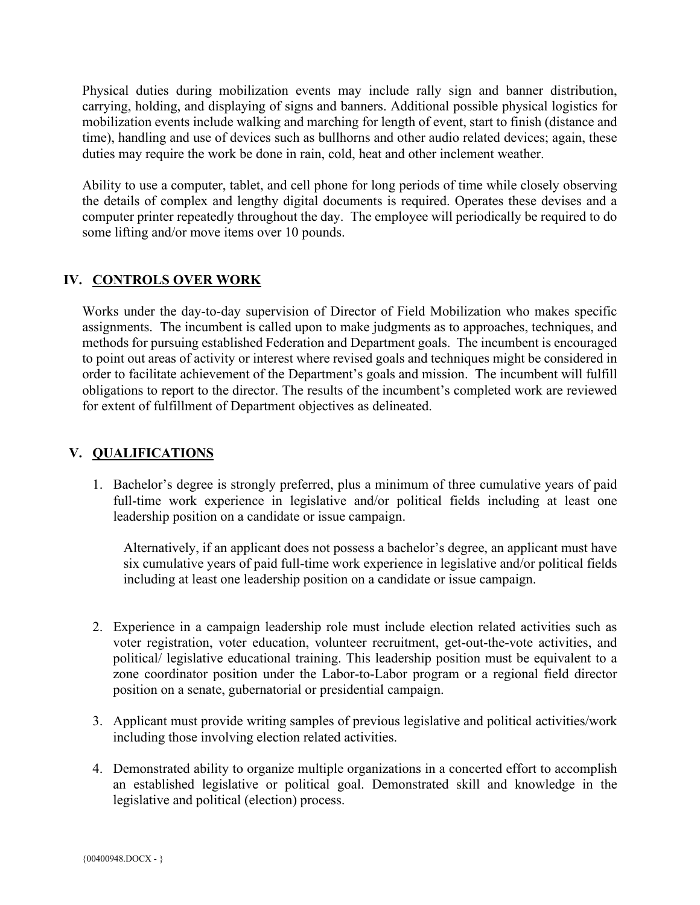Physical duties during mobilization events may include rally sign and banner distribution, carrying, holding, and displaying of signs and banners. Additional possible physical logistics for mobilization events include walking and marching for length of event, start to finish (distance and time), handling and use of devices such as bullhorns and other audio related devices; again, these duties may require the work be done in rain, cold, heat and other inclement weather.

Ability to use a computer, tablet, and cell phone for long periods of time while closely observing the details of complex and lengthy digital documents is required. Operates these devises and a computer printer repeatedly throughout the day. The employee will periodically be required to do some lifting and/or move items over 10 pounds.

## IV. CONTROLS OVER WORK

Works under the day-to-day supervision of Director of Field Mobilization who makes specific assignments. The incumbent is called upon to make judgments as to approaches, techniques, and methods for pursuing established Federation and Department goals. The incumbent is encouraged to point out areas of activity or interest where revised goals and techniques might be considered in order to facilitate achievement of the Department's goals and mission. The incumbent will fulfill obligations to report to the director. The results of the incumbent's completed work are reviewed for extent of fulfillment of Department objectives as delineated.

## V. QUALIFICATIONS

1. Bachelor's degree is strongly preferred, plus a minimum of three cumulative years of paid full-time work experience in legislative and/or political fields including at least one leadership position on a candidate or issue campaign.

   Alternatively, if an applicant does not possess a bachelor's degree, an applicant must have six cumulative years of paid full-time work experience in legislative and/or political fields including at least one leadership position on a candidate or issue campaign.

2. Experience in a campaign leadership role must include election related activities such as voter registration, voter education, volunteer recruitment, get-out-the-vote activities, and political/ legislative educational training. This leadership position must be equivalent to a zone coordinator position under the Labor-to-Labor program or a regional field director position on a senate, gubernatorial or presidential campaign.

3. Applicant must provide writing samples of previous legislative and political activities/work including those involving election related activities.

4. Demonstrated ability to organize multiple organizations in a concerted effort to accomplish an established legislative or political goal. Demonstrated skill and knowledge in the legislative and political (election) process.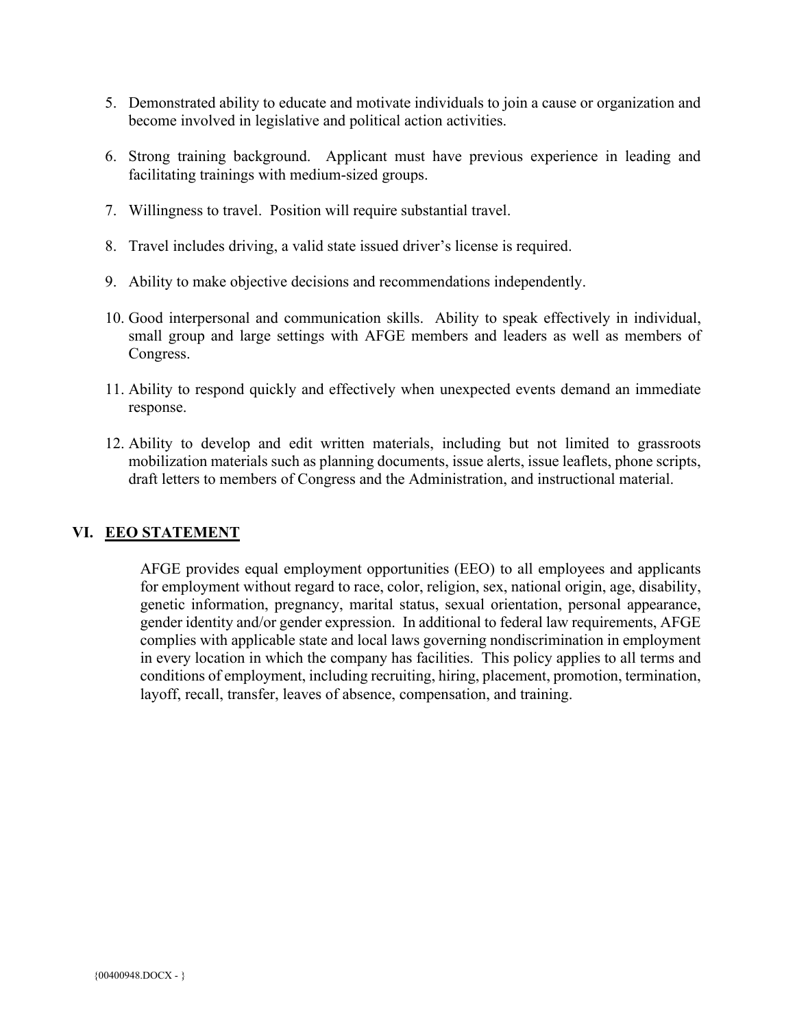5. Demonstrated ability to educate and motivate individuals to join a cause or organization and become involved in legislative and political action activities.

6. Strong training background. Applicant must have previous experience in leading and facilitating trainings with medium-sized groups.

7. Willingness to travel. Position will require substantial travel.

8. Travel includes driving, a valid state issued driver's license is required.

9. Ability to make objective decisions and recommendations independently.

10. Good interpersonal and communication skills. Ability to speak effectively in individual, small group and large settings with AFGE members and leaders as well as members of Congress.

11. Ability to respond quickly and effectively when unexpected events demand an immediate response.

12. Ability to develop and edit written materials, including but not limited to grassroots mobilization materials such as planning documents, issue alerts, issue leaflets, phone scripts, draft letters to members of Congress and the Administration, and instructional material.

## VI. EEO STATEMENT

AFGE provides equal employment opportunities (EEO) to all employees and applicants for employment without regard to race, color, religion, sex, national origin, age, disability, genetic information, pregnancy, marital status, sexual orientation, personal appearance, gender identity and/or gender expression. In additional to federal law requirements, AFGE complies with applicable state and local laws governing nondiscrimination in employment in every location in which the company has facilities. This policy applies to all terms and conditions of employment, including recruiting, hiring, placement, promotion, termination, layoff, recall, transfer, leaves of absence, compensation, and training.